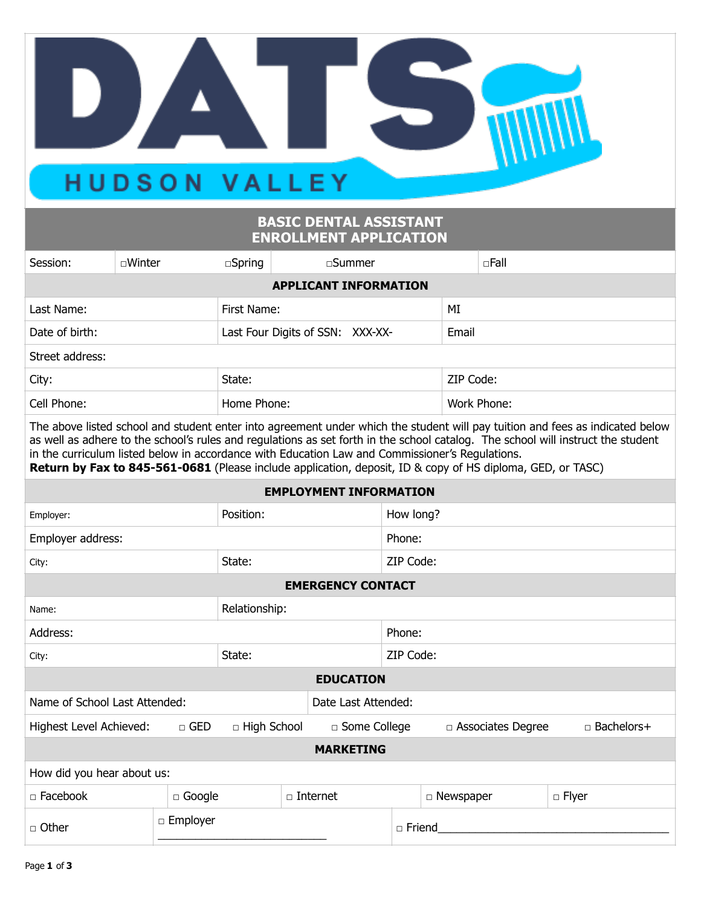# DATS HUDSON VALLEY

## BASIC DENTAL ASSISTANT ENROLLMENT APPLICATION

| Session: | □Winter | □Spring | □Summer | □Fall |
|---|---|---|---|---|

### APPLICANT INFORMATION

| | | |
|---|---|---|
| Last Name: | First Name: | MI |
| Date of birth: | Last Four Digits of SSN: XXX-XX- | Email |
| Street address: | | |
| City: | State: | ZIP Code: |
| Cell Phone: | Home Phone: | Work Phone: |

The above listed school and student enter into agreement under which the student will pay tuition and fees as indicated below as well as adhere to the school's rules and regulations as set forth in the school catalog. The school will instruct the student in the curriculum listed below in accordance with Education Law and Commissioner's Regulations.
**Return by Fax to 845-561-0681** (Please include application, deposit, ID & copy of HS diploma, GED, or TASC)

### EMPLOYMENT INFORMATION

| | | |
|---|---|---|
| Employer: | Position: | How long? |
| Employer address: | | Phone: |
| City: | State: | ZIP Code: |

### EMERGENCY CONTACT

| | | |
|---|---|---|
| Name: | Relationship: | |
| Address: | | Phone: |
| City: | State: | ZIP Code: |

### EDUCATION

| | |
|---|---|
| Name of School Last Attended: | Date Last Attended: |

Highest Level Achieved: □ GED □ High School □ Some College □ Associates Degree □ Bachelors+

### MARKETING

How did you hear about us:

| | | | | |
|---|---|---|---|---|
| □ Facebook | □ Google | □ Internet | □ Newspaper | □ Flyer |
| □ Other | □ Employer ___________________________ | □ Friend____________________________________ | | |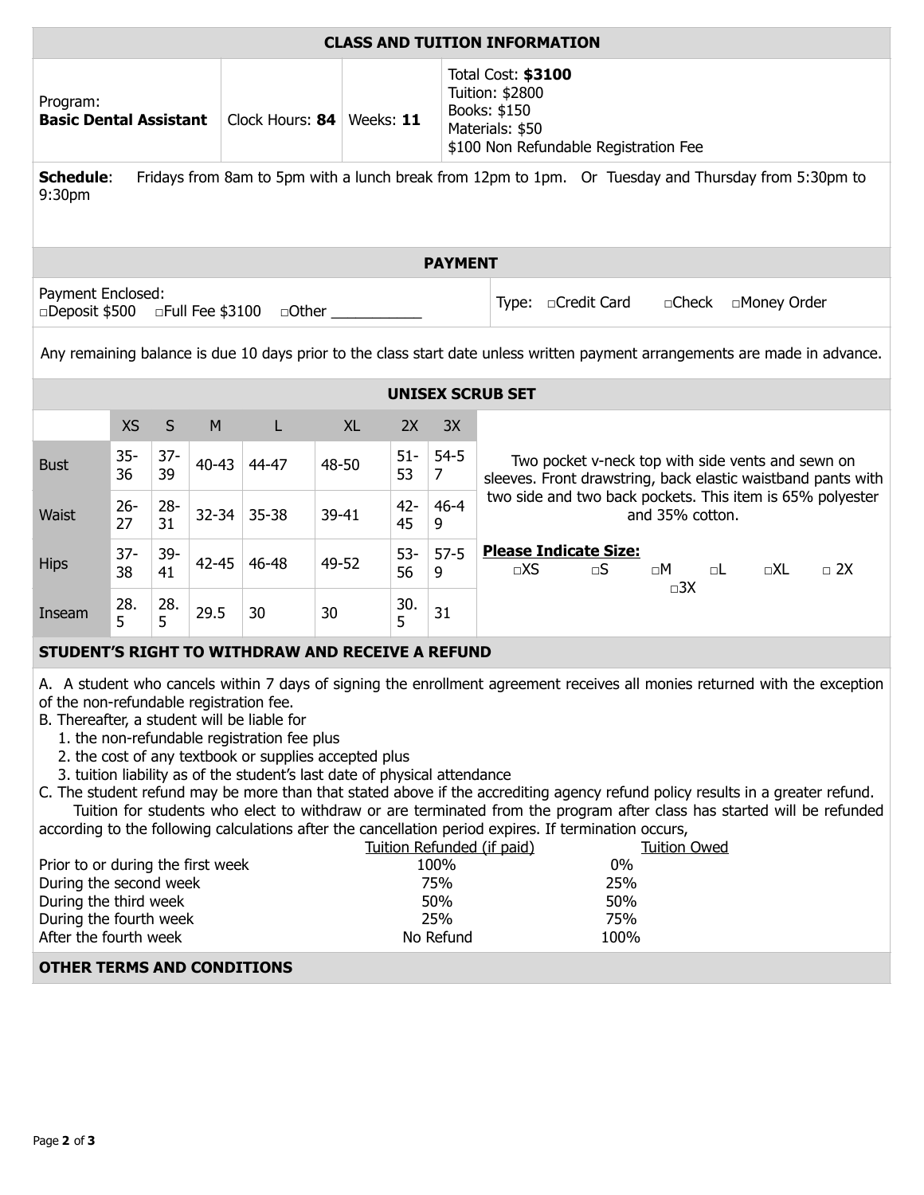## CLASS AND TUITION INFORMATION

| Program: **Basic Dental Assistant** | Clock Hours: **84** | Weeks: **11** | Total Cost: **$3100**<br>Tuition: $2800<br>Books: $150<br>Materials: $50<br>$100 Non Refundable Registration Fee |
|---|---|---|---|

**Schedule**: Fridays from 8am to 5pm with a lunch break from 12pm to 1pm. Or Tuesday and Thursday from 5:30pm to 9:30pm

## PAYMENT

Payment Enclosed:
□Deposit $500 □Full Fee $3100 □Other ___________

Type: □Credit Card □Check □Money Order

Any remaining balance is due 10 days prior to the class start date unless written payment arrangements are made in advance.

## UNISEX SCRUB SET

| | XS | S | M | L | XL | 2X | 3X |
|---|---|---|---|---|---|---|---|
| Bust | 35-36 | 37-39 | 40-43 | 44-47 | 48-50 | 51-53 | 54-57 |
| Waist | 26-27 | 28-31 | 32-34 | 35-38 | 39-41 | 42-45 | 46-49 |
| Hips | 37-38 | 39-41 | 42-45 | 46-48 | 49-52 | 53-56 | 57-59 |
| Inseam | 28.5 | 28.5 | 29.5 | 30 | 30 | 30.5 | 31 |

Two pocket v-neck top with side vents and sewn on sleeves. Front drawstring, back elastic waistband pants with two side and two back pockets. This item is 65% polyester and 35% cotton.

**Please Indicate Size:**
□XS □S □M □L □XL □ 2X □3X

## STUDENT'S RIGHT TO WITHDRAW AND RECEIVE A REFUND

A. A student who cancels within 7 days of signing the enrollment agreement receives all monies returned with the exception of the non-refundable registration fee.

B. Thereafter, a student will be liable for

1. the non-refundable registration fee plus
2. the cost of any textbook or supplies accepted plus
3. tuition liability as of the student's last date of physical attendance

C. The student refund may be more than that stated above if the accrediting agency refund policy results in a greater refund.

Tuition for students who elect to withdraw or are terminated from the program after class has started will be refunded according to the following calculations after the cancellation period expires. If termination occurs,

| | Tuition Refunded (if paid) | Tuition Owed |
|---|---|---|
| Prior to or during the first week | 100% | 0% |
| During the second week | 75% | 25% |
| During the third week | 50% | 50% |
| During the fourth week | 25% | 75% |
| After the fourth week | No Refund | 100% |

## OTHER TERMS AND CONDITIONS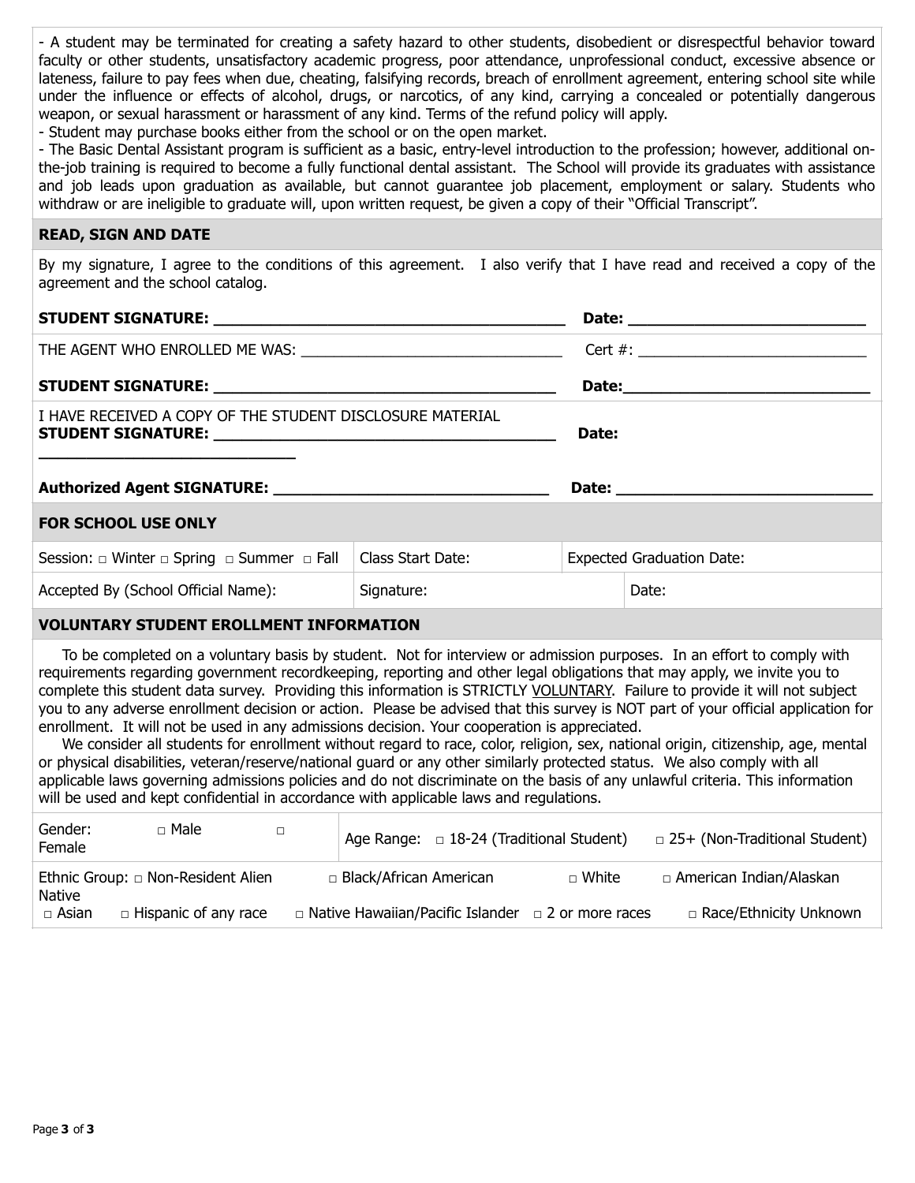- A student may be terminated for creating a safety hazard to other students, disobedient or disrespectful behavior toward faculty or other students, unsatisfactory academic progress, poor attendance, unprofessional conduct, excessive absence or lateness, failure to pay fees when due, cheating, falsifying records, breach of enrollment agreement, entering school site while under the influence or effects of alcohol, drugs, or narcotics, of any kind, carrying a concealed or potentially dangerous weapon, or sexual harassment or harassment of any kind. Terms of the refund policy will apply.
- Student may purchase books either from the school or on the open market.
- The Basic Dental Assistant program is sufficient as a basic, entry-level introduction to the profession; however, additional on-the-job training is required to become a fully functional dental assistant. The School will provide its graduates with assistance and job leads upon graduation as available, but cannot guarantee job placement, employment or salary. Students who withdraw or are ineligible to graduate will, upon written request, be given a copy of their "Official Transcript".

## READ, SIGN AND DATE

By my signature, I agree to the conditions of this agreement. I also verify that I have read and received a copy of the agreement and the school catalog.

**STUDENT SIGNATURE: ________________________________________** **Date: ___________________________**

THE AGENT WHO ENROLLED ME WAS: ________________________________ Cert #: ____________________________

**STUDENT SIGNATURE: ______________________________________** **Date:____________________________**

I HAVE RECEIVED A COPY OF THE STUDENT DISCLOSURE MATERIAL
**STUDENT SIGNATURE: ______________________________________** **Date: ____________________________**

**Authorized Agent SIGNATURE: _______________________________** **Date: _____________________________**

## FOR SCHOOL USE ONLY

| | | | |
|---|---|---|---|
| Session: □ Winter □ Spring □ Summer □ Fall | Class Start Date: | Expected Graduation Date: | |
| Accepted By (School Official Name): | Signature: | | Date: |

## VOLUNTARY STUDENT EROLLMENT INFORMATION

To be completed on a voluntary basis by student. Not for interview or admission purposes. In an effort to comply with requirements regarding government recordkeeping, reporting and other legal obligations that may apply, we invite you to complete this student data survey. Providing this information is STRICTLY VOLUNTARY. Failure to provide it will not subject you to any adverse enrollment decision or action. Please be advised that this survey is NOT part of your official application for enrollment. It will not be used in any admissions decision. Your cooperation is appreciated.

We consider all students for enrollment without regard to race, color, religion, sex, national origin, citizenship, age, mental or physical disabilities, veteran/reserve/national guard or any other similarly protected status. We also comply with all applicable laws governing admissions policies and do not discriminate on the basis of any unlawful criteria. This information will be used and kept confidential in accordance with applicable laws and regulations.

| | |
|---|---|
| Gender: □ Male □ Female | Age Range: □ 18-24 (Traditional Student) □ 25+ (Non-Traditional Student) |

Ethnic Group: □ Non-Resident Alien □ Black/African American □ White □ American Indian/Alaskan Native □ Asian □ Hispanic of any race □ Native Hawaiian/Pacific Islander □ 2 or more races □ Race/Ethnicity Unknown